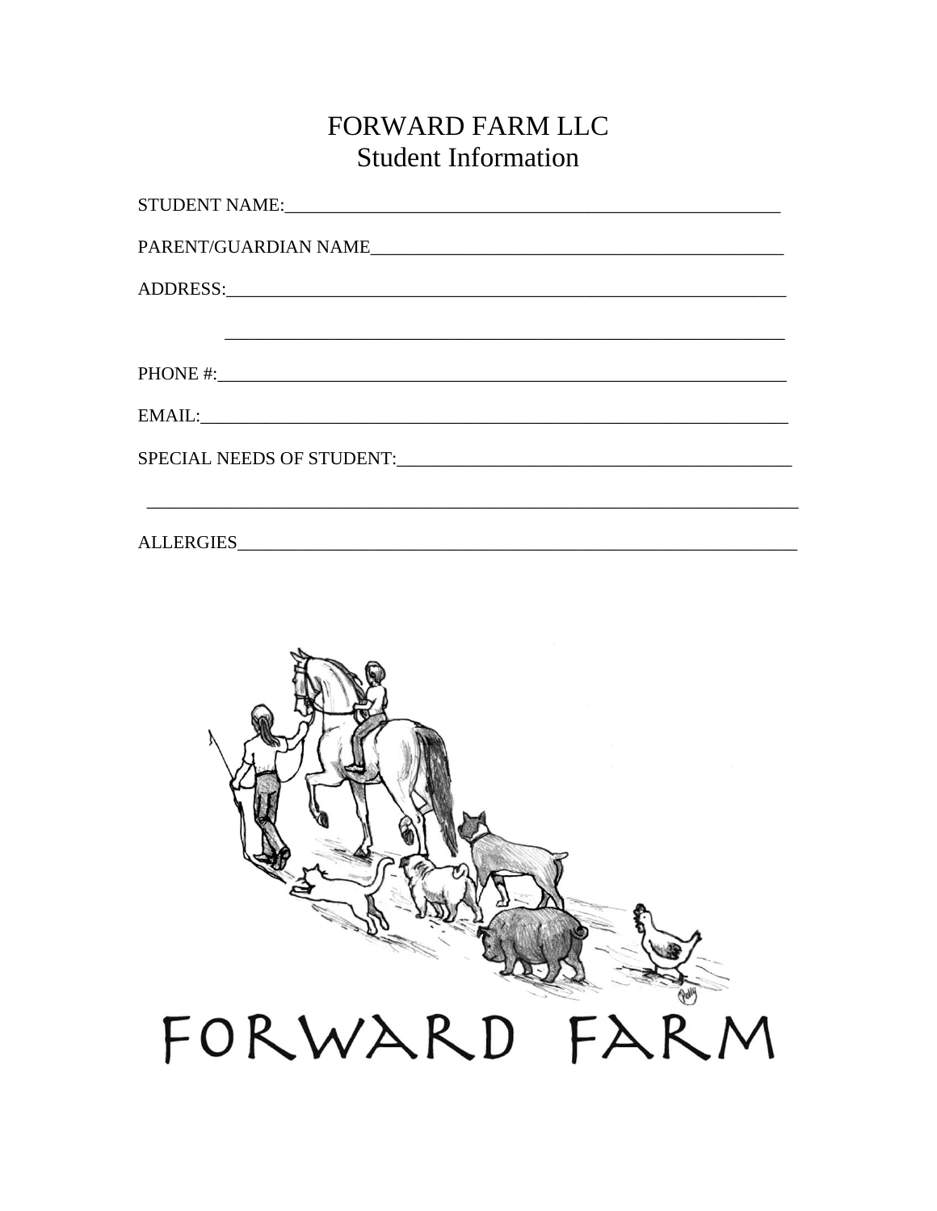# FORWARD FARM LLC
## Student Information

STUDENT NAME:_______________________________________________________

PARENT/GUARDIAN NAME_____________________________________________

ADDRESS:___________________________________________________________

_____________________________________________________________

PHONE #:___________________________________________________________

EMAIL:_____________________________________________________________

SPECIAL NEEDS OF STUDENT:__________________________________________

_____________________________________________________________________

ALLERGIES__________________________________________________________

FORWARD FARM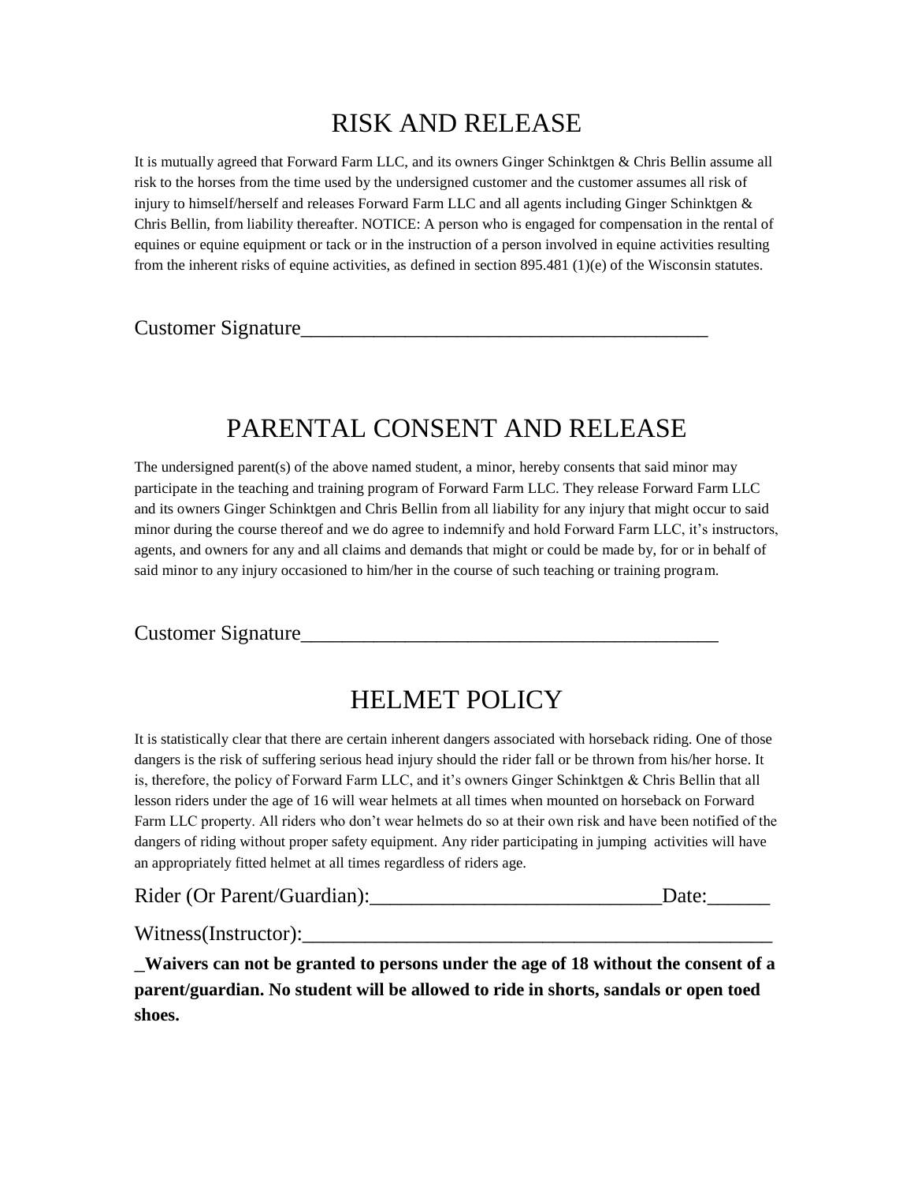# RISK AND RELEASE

It is mutually agreed that Forward Farm LLC, and its owners Ginger Schinktgen & Chris Bellin assume all risk to the horses from the time used by the undersigned customer and the customer assumes all risk of injury to himself/herself and releases Forward Farm LLC and all agents including Ginger Schinktgen & Chris Bellin, from liability thereafter. NOTICE: A person who is engaged for compensation in the rental of equines or equine equipment or tack or in the instruction of a person involved in equine activities resulting from the inherent risks of equine activities, as defined in section 895.481 (1)(e) of the Wisconsin statutes.

Customer Signature_________________________________________

# PARENTAL CONSENT AND RELEASE

The undersigned parent(s) of the above named student, a minor, hereby consents that said minor may participate in the teaching and training program of Forward Farm LLC. They release Forward Farm LLC and its owners Ginger Schinktgen and Chris Bellin from all liability for any injury that might occur to said minor during the course thereof and we do agree to indemnify and hold Forward Farm LLC, it's instructors, agents, and owners for any and all claims and demands that might or could be made by, for or in behalf of said minor to any injury occasioned to him/her in the course of such teaching or training program.

Customer Signature__________________________________________

# HELMET POLICY

It is statistically clear that there are certain inherent dangers associated with horseback riding. One of those dangers is the risk of suffering serious head injury should the rider fall or be thrown from his/her horse. It is, therefore, the policy of Forward Farm LLC, and it's owners Ginger Schinktgen & Chris Bellin that all lesson riders under the age of 16 will wear helmets at all times when mounted on horseback on Forward Farm LLC property. All riders who don't wear helmets do so at their own risk and have been notified of the dangers of riding without proper safety equipment. Any rider participating in jumping activities will have an appropriately fitted helmet at all times regardless of riders age.

Rider (Or Parent/Guardian):_____________________________Date:______

Witness(Instructor):_________________________________________________

**_Waivers can not be granted to persons under the age of 18 without the consent of a parent/guardian. No student will be allowed to ride in shorts, sandals or open toed shoes.**